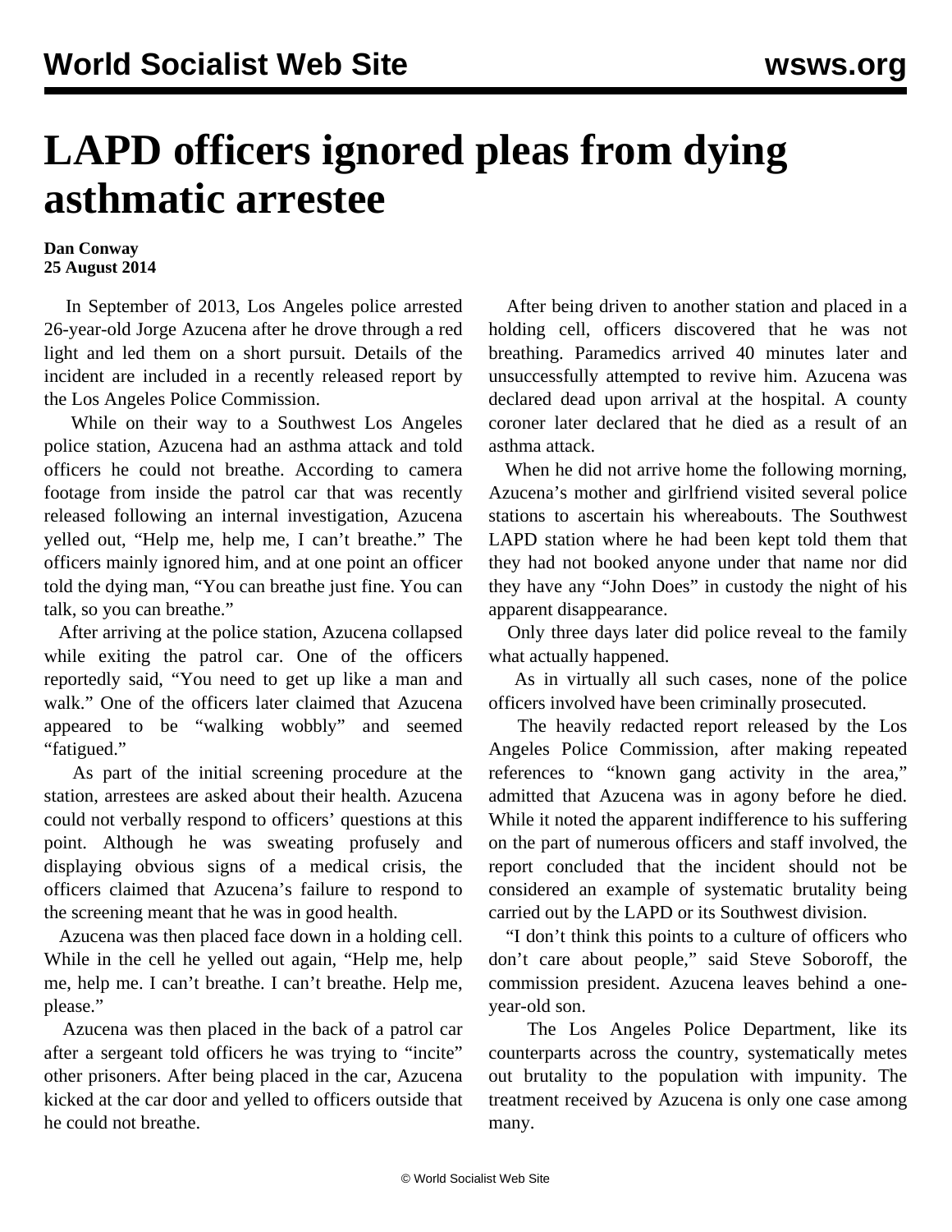# LAPD officers ignored pleas from dying asthmatic arrestee

**Dan Conway**
**25 August 2014**

In September of 2013, Los Angeles police arrested 26-year-old Jorge Azucena after he drove through a red light and led them on a short pursuit. Details of the incident are included in a recently released report by the Los Angeles Police Commission.

While on their way to a Southwest Los Angeles police station, Azucena had an asthma attack and told officers he could not breathe. According to camera footage from inside the patrol car that was recently released following an internal investigation, Azucena yelled out, "Help me, help me, I can't breathe." The officers mainly ignored him, and at one point an officer told the dying man, "You can breathe just fine. You can talk, so you can breathe."

After arriving at the police station, Azucena collapsed while exiting the patrol car. One of the officers reportedly said, "You need to get up like a man and walk." One of the officers later claimed that Azucena appeared to be "walking wobbly" and seemed "fatigued."

As part of the initial screening procedure at the station, arrestees are asked about their health. Azucena could not verbally respond to officers' questions at this point. Although he was sweating profusely and displaying obvious signs of a medical crisis, the officers claimed that Azucena's failure to respond to the screening meant that he was in good health.

Azucena was then placed face down in a holding cell. While in the cell he yelled out again, "Help me, help me, help me. I can't breathe. I can't breathe. Help me, please."

Azucena was then placed in the back of a patrol car after a sergeant told officers he was trying to "incite" other prisoners. After being placed in the car, Azucena kicked at the car door and yelled to officers outside that he could not breathe.

After being driven to another station and placed in a holding cell, officers discovered that he was not breathing. Paramedics arrived 40 minutes later and unsuccessfully attempted to revive him. Azucena was declared dead upon arrival at the hospital. A county coroner later declared that he died as a result of an asthma attack.

When he did not arrive home the following morning, Azucena's mother and girlfriend visited several police stations to ascertain his whereabouts. The Southwest LAPD station where he had been kept told them that they had not booked anyone under that name nor did they have any "John Does" in custody the night of his apparent disappearance.

Only three days later did police reveal to the family what actually happened.

As in virtually all such cases, none of the police officers involved have been criminally prosecuted.

The heavily redacted report released by the Los Angeles Police Commission, after making repeated references to "known gang activity in the area," admitted that Azucena was in agony before he died. While it noted the apparent indifference to his suffering on the part of numerous officers and staff involved, the report concluded that the incident should not be considered an example of systematic brutality being carried out by the LAPD or its Southwest division.

"I don't think this points to a culture of officers who don't care about people," said Steve Soboroff, the commission president. Azucena leaves behind a one-year-old son.

The Los Angeles Police Department, like its counterparts across the country, systematically metes out brutality to the population with impunity. The treatment received by Azucena is only one case among many.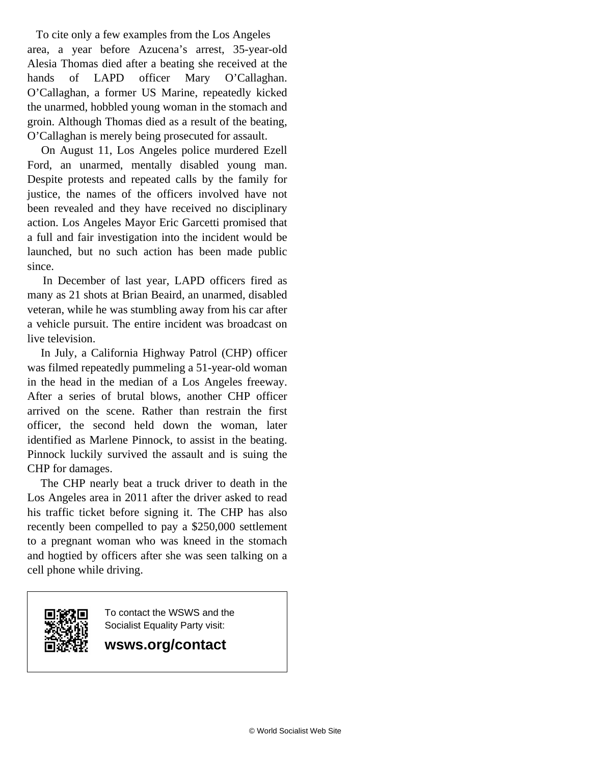To cite only a few examples from the Los Angeles area, a year before Azucena's arrest, 35-year-old Alesia Thomas died after a beating she received at the hands of LAPD officer Mary O'Callaghan. O'Callaghan, a former US Marine, repeatedly kicked the unarmed, hobbled young woman in the stomach and groin. Although Thomas died as a result of the beating, O'Callaghan is merely being prosecuted for assault.

On August 11, Los Angeles police murdered Ezell Ford, an unarmed, mentally disabled young man. Despite protests and repeated calls by the family for justice, the names of the officers involved have not been revealed and they have received no disciplinary action. Los Angeles Mayor Eric Garcetti promised that a full and fair investigation into the incident would be launched, but no such action has been made public since.

In December of last year, LAPD officers fired as many as 21 shots at Brian Beaird, an unarmed, disabled veteran, while he was stumbling away from his car after a vehicle pursuit. The entire incident was broadcast on live television.

In July, a California Highway Patrol (CHP) officer was filmed repeatedly pummeling a 51-year-old woman in the head in the median of a Los Angeles freeway. After a series of brutal blows, another CHP officer arrived on the scene. Rather than restrain the first officer, the second held down the woman, later identified as Marlene Pinnock, to assist in the beating. Pinnock luckily survived the assault and is suing the CHP for damages.

The CHP nearly beat a truck driver to death in the Los Angeles area in 2011 after the driver asked to read his traffic ticket before signing it. The CHP has also recently been compelled to pay a $250,000 settlement to a pregnant woman who was kneed in the stomach and hogtied by officers after she was seen talking on a cell phone while driving.

To contact the WSWS and the Socialist Equality Party visit:

**wsws.org/contact**